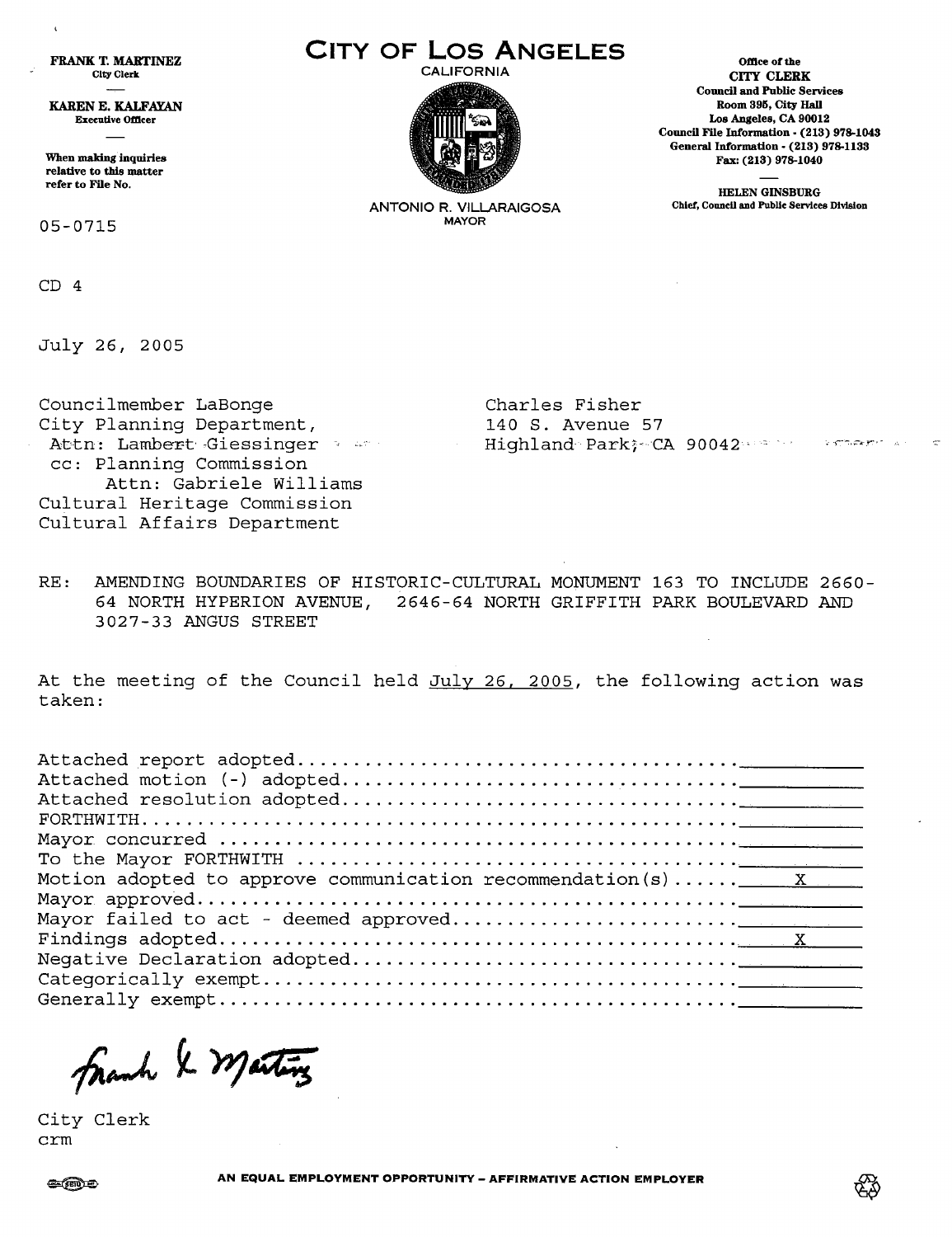**FRANK T. MARTINEZ**
City Clerk

**KAREN E. KALFAYAN**
Executive Officer

When making inquiries relative to this matter refer to File No.

05-0715

# CITY OF LOS ANGELES

CALIFORNIA

ANTONIO R. VILLARAIGOSA
MAYOR

Office of the
**CITY CLERK**
Council and Public Services
Room 395, City Hall
Los Angeles, CA 90012
Council File Information - (213) 978-1043
General Information - (213) 978-1133
Fax: (213) 978-1040

**HELEN GINSBURG**
Chief, Council and Public Services Division

CD 4

July 26, 2005

Councilmember LaBonge
City Planning Department,
Attn: Lambert Giessinger
cc: Planning Commission
Attn: Gabriele Williams
Cultural Heritage Commission
Cultural Affairs Department

Charles Fisher
140 S. Avenue 57
Highland Park, CA 90042

RE: AMENDING BOUNDARIES OF HISTORIC-CULTURAL MONUMENT 163 TO INCLUDE 2660-64 NORTH HYPERION AVENUE, 2646-64 NORTH GRIFFITH PARK BOULEVARD AND 3027-33 ANGUS STREET

At the meeting of the Council held July 26, 2005, the following action was taken:

| | |
|---|---|
| Attached report adopted | |
| Attached motion (-) adopted | |
| Attached resolution adopted | |
| FORTHWITH | |
| Mayor concurred | |
| To the Mayor FORTHWITH | |
| Motion adopted to approve communication recommendation(s) | X |
| Mayor approved | |
| Mayor failed to act - deemed approved | |
| Findings adopted | X |
| Negative Declaration adopted | |
| Categorically exempt | |
| Generally exempt | |

Frank T. Martinez

City Clerk
crm

AN EQUAL EMPLOYMENT OPPORTUNITY – AFFIRMATIVE ACTION EMPLOYER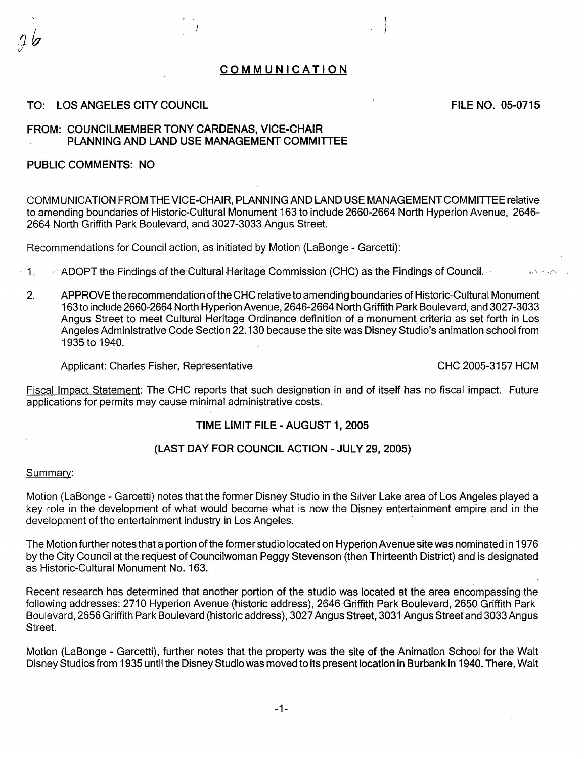# COMMUNICATION

**TO: LOS ANGELES CITY COUNCIL** **FILE NO. 05-0715**

**FROM: COUNCILMEMBER TONY CARDENAS, VICE-CHAIR PLANNING AND LAND USE MANAGEMENT COMMITTEE**

**PUBLIC COMMENTS: NO**

COMMUNICATION FROM THE VICE-CHAIR, PLANNING AND LAND USE MANAGEMENT COMMITTEE relative to amending boundaries of Historic-Cultural Monument 163 to include 2660-2664 North Hyperion Avenue, 2646-2664 North Griffith Park Boulevard, and 3027-3033 Angus Street.

Recommendations for Council action, as initiated by Motion (LaBonge - Garcetti):

1. ADOPT the Findings of the Cultural Heritage Commission (CHC) as the Findings of Council.

2. APPROVE the recommendation of the CHC relative to amending boundaries of Historic-Cultural Monument 163 to include 2660-2664 North Hyperion Avenue, 2646-2664 North Griffith Park Boulevard, and 3027-3033 Angus Street to meet Cultural Heritage Ordinance definition of a monument criteria as set forth in Los Angeles Administrative Code Section 22.130 because the site was Disney Studio's animation school from 1935 to 1940.

 Applicant: Charles Fisher, Representative CHC 2005-3157 HCM

Fiscal Impact Statement: The CHC reports that such designation in and of itself has no fiscal impact. Future applications for permits may cause minimal administrative costs.

**TIME LIMIT FILE - AUGUST 1, 2005**

**(LAST DAY FOR COUNCIL ACTION - JULY 29, 2005)**

Summary:

Motion (LaBonge - Garcetti) notes that the former Disney Studio in the Silver Lake area of Los Angeles played a key role in the development of what would become what is now the Disney entertainment empire and in the development of the entertainment industry in Los Angeles.

The Motion further notes that a portion of the former studio located on Hyperion Avenue site was nominated in 1976 by the City Council at the request of Councilwoman Peggy Stevenson (then Thirteenth District) and is designated as Historic-Cultural Monument No. 163.

Recent research has determined that another portion of the studio was located at the area encompassing the following addresses: 2710 Hyperion Avenue (historic address), 2646 Griffith Park Boulevard, 2650 Griffith Park Boulevard, 2656 Griffith Park Boulevard (historic address), 3027 Angus Street, 3031 Angus Street and 3033 Angus Street.

Motion (LaBonge - Garcetti), further notes that the property was the site of the Animation School for the Walt Disney Studios from 1935 until the Disney Studio was moved to its present location in Burbank in 1940. There, Walt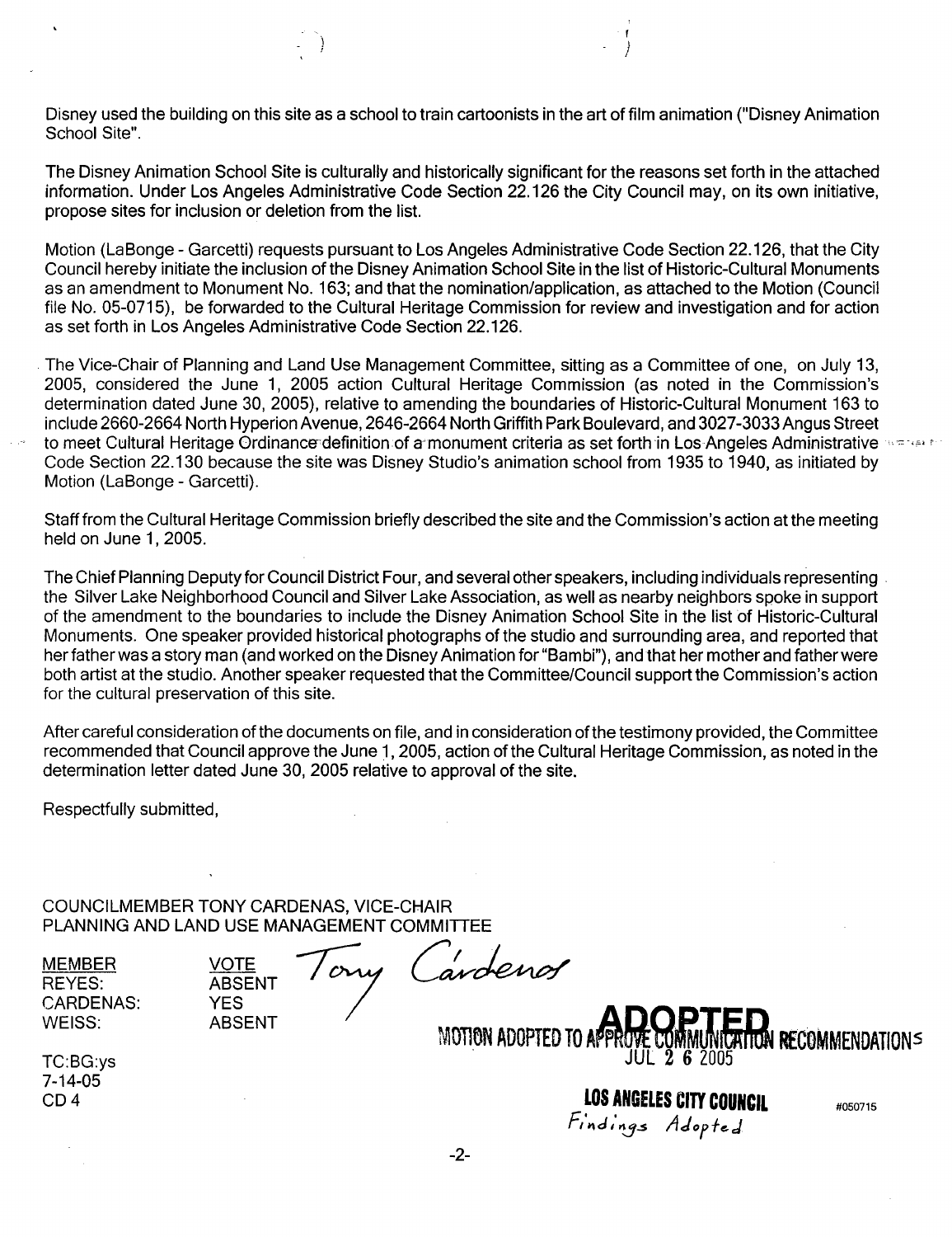Disney used the building on this site as a school to train cartoonists in the art of film animation ("Disney Animation School Site".

The Disney Animation School Site is culturally and historically significant for the reasons set forth in the attached information. Under Los Angeles Administrative Code Section 22.126 the City Council may, on its own initiative, propose sites for inclusion or deletion from the list.

Motion (LaBonge - Garcetti) requests pursuant to Los Angeles Administrative Code Section 22.126, that the City Council hereby initiate the inclusion of the Disney Animation School Site in the list of Historic-Cultural Monuments as an amendment to Monument No. 163; and that the nomination/application, as attached to the Motion (Council file No. 05-0715), be forwarded to the Cultural Heritage Commission for review and investigation and for action as set forth in Los Angeles Administrative Code Section 22.126.

The Vice-Chair of Planning and Land Use Management Committee, sitting as a Committee of one, on July 13, 2005, considered the June 1, 2005 action Cultural Heritage Commission (as noted in the Commission's determination dated June 30, 2005), relative to amending the boundaries of Historic-Cultural Monument 163 to include 2660-2664 North Hyperion Avenue, 2646-2664 North Griffith Park Boulevard, and 3027-3033 Angus Street to meet Cultural Heritage Ordinance definition of a monument criteria as set forth in Los Angeles Administrative Code Section 22.130 because the site was Disney Studio's animation school from 1935 to 1940, as initiated by Motion (LaBonge - Garcetti).

Staff from the Cultural Heritage Commission briefly described the site and the Commission's action at the meeting held on June 1, 2005.

The Chief Planning Deputy for Council District Four, and several other speakers, including individuals representing the Silver Lake Neighborhood Council and Silver Lake Association, as well as nearby neighbors spoke in support of the amendment to the boundaries to include the Disney Animation School Site in the list of Historic-Cultural Monuments. One speaker provided historical photographs of the studio and surrounding area, and reported that her father was a story man (and worked on the Disney Animation for "Bambi"), and that her mother and father were both artist at the studio. Another speaker requested that the Committee/Council support the Commission's action for the cultural preservation of this site.

After careful consideration of the documents on file, and in consideration of the testimony provided, the Committee recommended that Council approve the June 1, 2005, action of the Cultural Heritage Commission, as noted in the determination letter dated June 30, 2005 relative to approval of the site.

Respectfully submitted,

COUNCILMEMBER TONY CARDENAS, VICE-CHAIR
PLANNING AND LAND USE MANAGEMENT COMMITTEE

Tony Cardenas

| MEMBER | VOTE |
|---|---|
| REYES: | ABSENT |
| CARDENAS: | YES |
| WEISS: | ABSENT |

TC:BG:ys
7-14-05
CD 4

**ADOPTED**
MOTION ADOPTED TO APPROVE COMMUNICATION RECOMMENDATIONS
JUL 2 6 2005

**LOS ANGELES CITY COUNCIL**
Findings Adopted

#050715